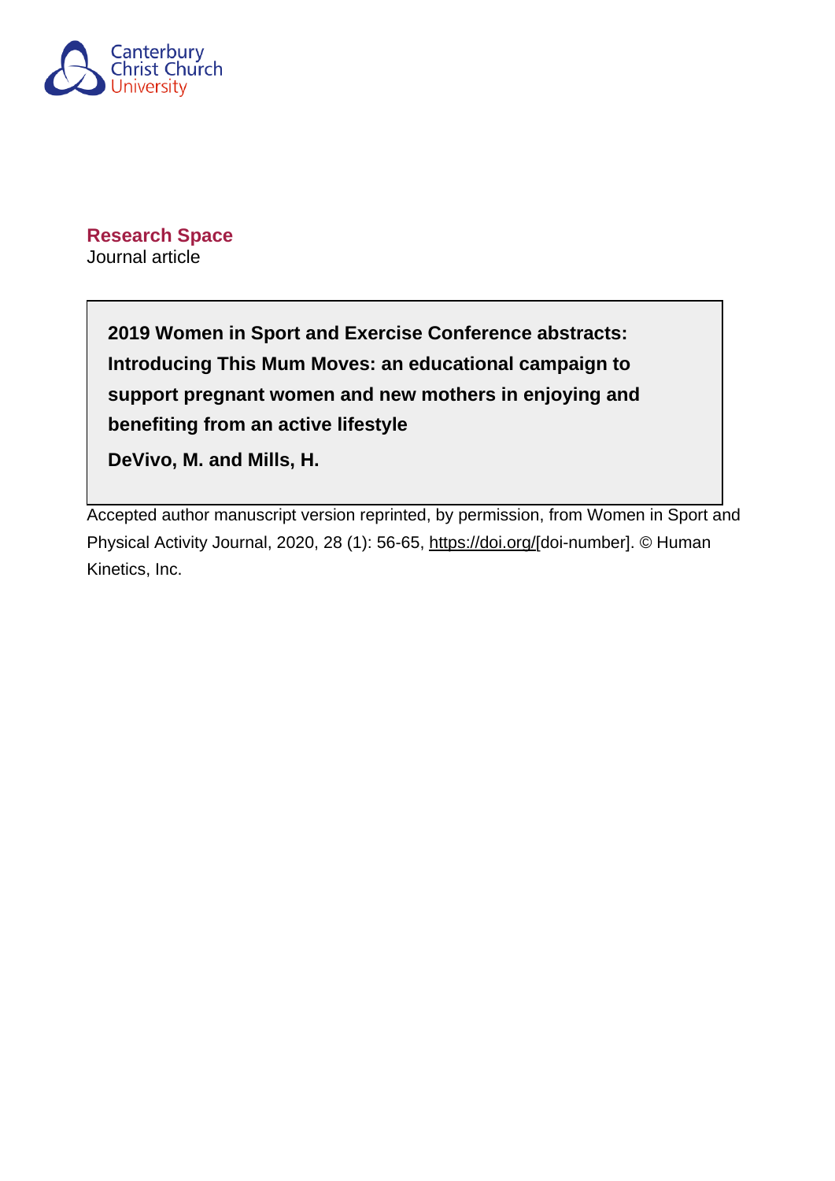Canterbury Christ Church University

**Research Space**

Journal article

**2019 Women in Sport and Exercise Conference abstracts: Introducing This Mum Moves: an educational campaign to support pregnant women and new mothers in enjoying and benefiting from an active lifestyle**

**DeVivo, M. and Mills, H.**

Accepted author manuscript version reprinted, by permission, from Women in Sport and Physical Activity Journal, 2020, 28 (1): 56-65, https://doi.org/[doi-number]. © Human Kinetics, Inc.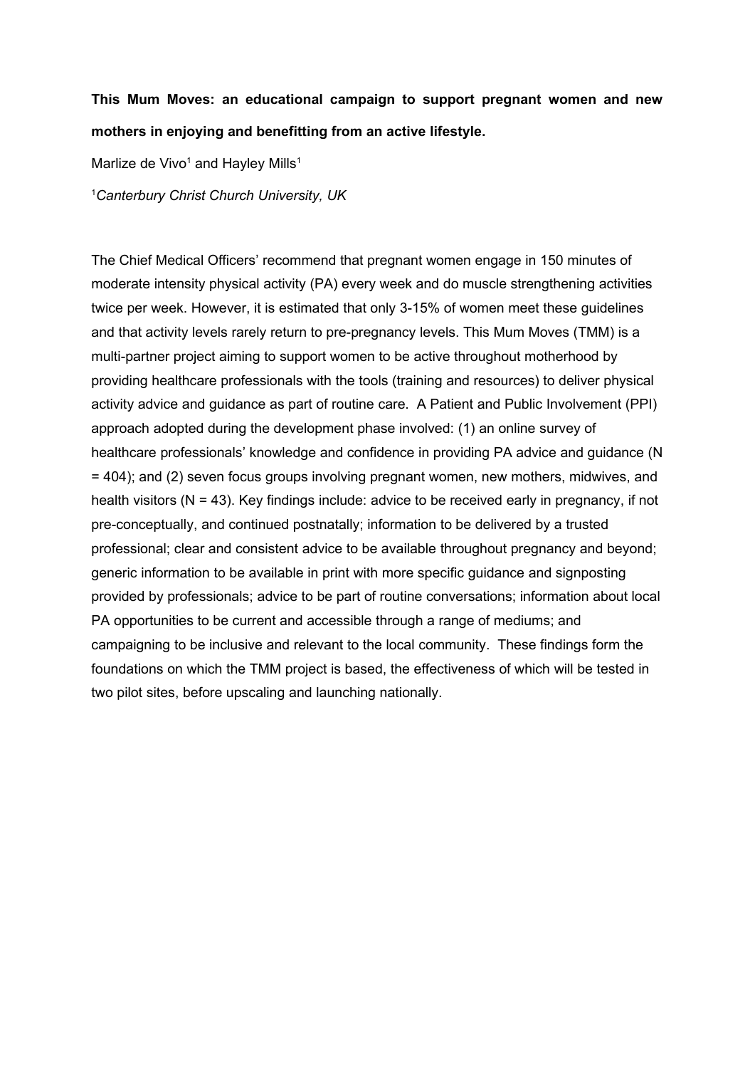**This Mum Moves: an educational campaign to support pregnant women and new mothers in enjoying and benefitting from an active lifestyle.**

Marlize de Vivo[1] and Hayley Mills[1]

[1]*Canterbury Christ Church University, UK*

The Chief Medical Officers' recommend that pregnant women engage in 150 minutes of moderate intensity physical activity (PA) every week and do muscle strengthening activities twice per week. However, it is estimated that only 3-15% of women meet these guidelines and that activity levels rarely return to pre-pregnancy levels. This Mum Moves (TMM) is a multi-partner project aiming to support women to be active throughout motherhood by providing healthcare professionals with the tools (training and resources) to deliver physical activity advice and guidance as part of routine care. A Patient and Public Involvement (PPI) approach adopted during the development phase involved: (1) an online survey of healthcare professionals' knowledge and confidence in providing PA advice and guidance (N = 404); and (2) seven focus groups involving pregnant women, new mothers, midwives, and health visitors (N = 43). Key findings include: advice to be received early in pregnancy, if not pre-conceptually, and continued postnatally; information to be delivered by a trusted professional; clear and consistent advice to be available throughout pregnancy and beyond; generic information to be available in print with more specific guidance and signposting provided by professionals; advice to be part of routine conversations; information about local PA opportunities to be current and accessible through a range of mediums; and campaigning to be inclusive and relevant to the local community. These findings form the foundations on which the TMM project is based, the effectiveness of which will be tested in two pilot sites, before upscaling and launching nationally.